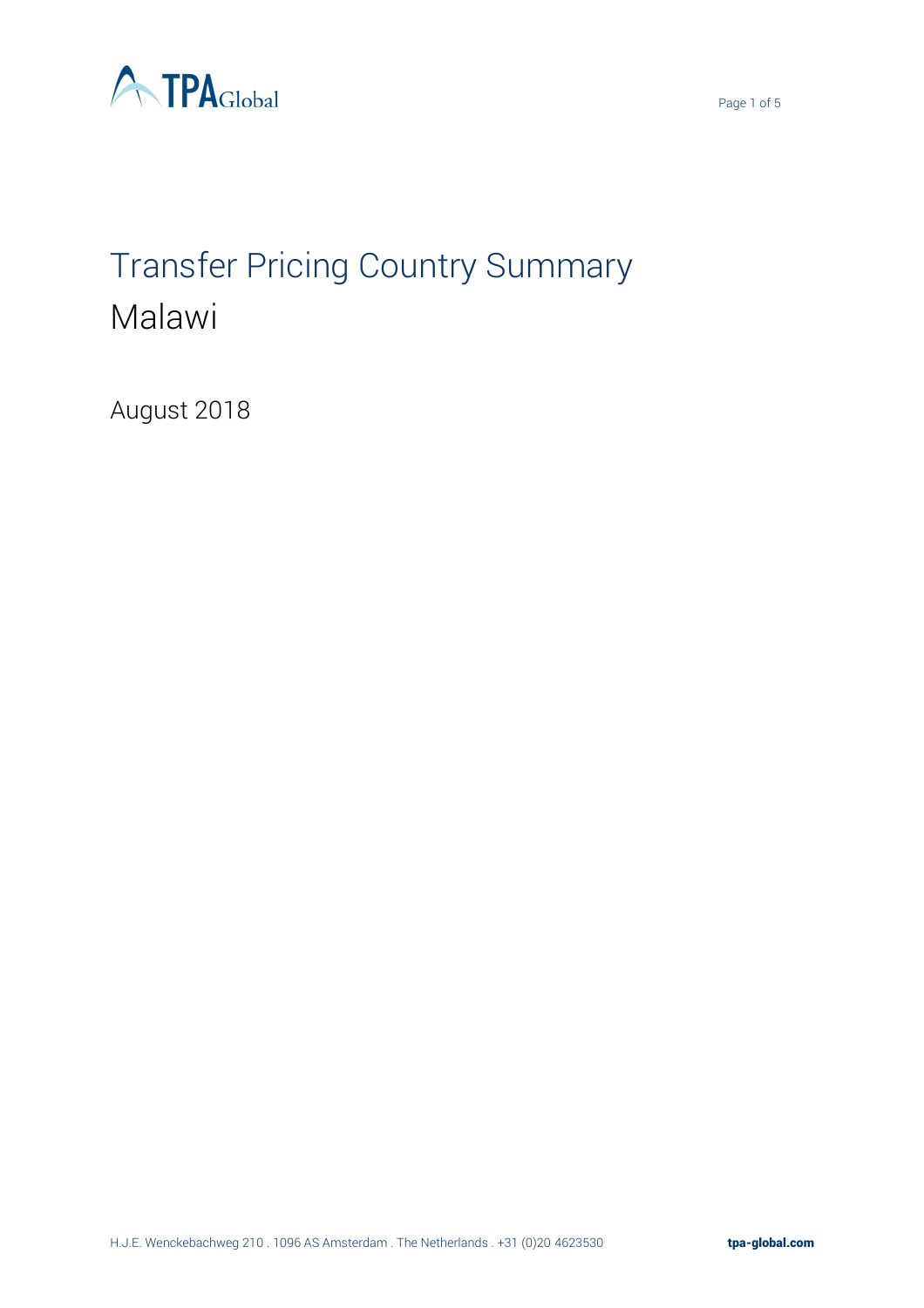# Transfer Pricing Country Summary

## Malawi

August 2018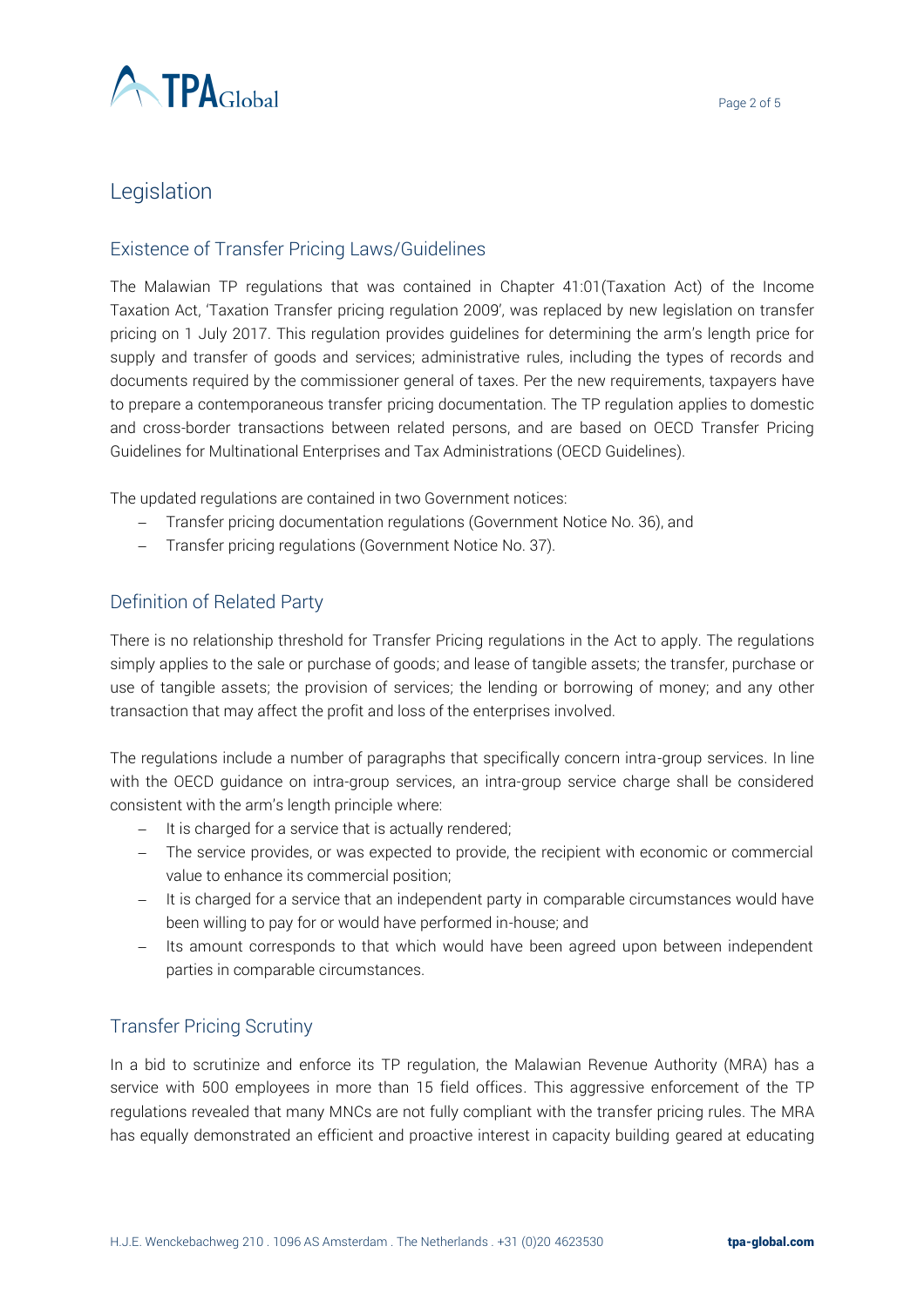# Legislation

## Existence of Transfer Pricing Laws/Guidelines

The Malawian TP regulations that was contained in Chapter 41:01(Taxation Act) of the Income Taxation Act, 'Taxation Transfer pricing regulation 2009', was replaced by new legislation on transfer pricing on 1 July 2017. This regulation provides guidelines for determining the arm's length price for supply and transfer of goods and services; administrative rules, including the types of records and documents required by the commissioner general of taxes. Per the new requirements, taxpayers have to prepare a contemporaneous transfer pricing documentation. The TP regulation applies to domestic and cross-border transactions between related persons, and are based on OECD Transfer Pricing Guidelines for Multinational Enterprises and Tax Administrations (OECD Guidelines).

The updated regulations are contained in two Government notices:

- Transfer pricing documentation regulations (Government Notice No. 36), and
- Transfer pricing regulations (Government Notice No. 37).

## Definition of Related Party

There is no relationship threshold for Transfer Pricing regulations in the Act to apply. The regulations simply applies to the sale or purchase of goods; and lease of tangible assets; the transfer, purchase or use of tangible assets; the provision of services; the lending or borrowing of money; and any other transaction that may affect the profit and loss of the enterprises involved.

The regulations include a number of paragraphs that specifically concern intra-group services. In line with the OECD guidance on intra-group services, an intra-group service charge shall be considered consistent with the arm's length principle where:

- It is charged for a service that is actually rendered;
- The service provides, or was expected to provide, the recipient with economic or commercial value to enhance its commercial position;
- It is charged for a service that an independent party in comparable circumstances would have been willing to pay for or would have performed in-house; and
- Its amount corresponds to that which would have been agreed upon between independent parties in comparable circumstances.

## Transfer Pricing Scrutiny

In a bid to scrutinize and enforce its TP regulation, the Malawian Revenue Authority (MRA) has a service with 500 employees in more than 15 field offices. This aggressive enforcement of the TP regulations revealed that many MNCs are not fully compliant with the transfer pricing rules. The MRA has equally demonstrated an efficient and proactive interest in capacity building geared at educating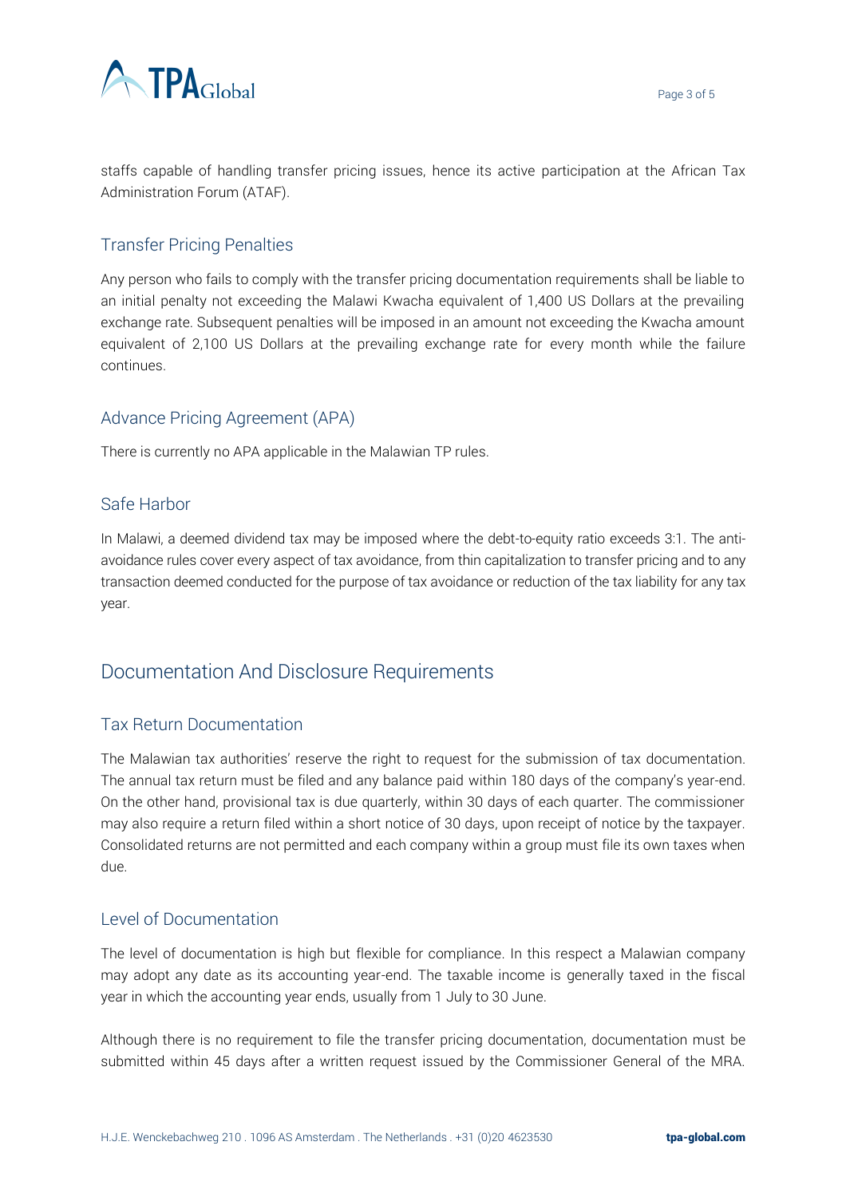staffs capable of handling transfer pricing issues, hence its active participation at the African Tax Administration Forum (ATAF).

### Transfer Pricing Penalties

Any person who fails to comply with the transfer pricing documentation requirements shall be liable to an initial penalty not exceeding the Malawi Kwacha equivalent of 1,400 US Dollars at the prevailing exchange rate. Subsequent penalties will be imposed in an amount not exceeding the Kwacha amount equivalent of 2,100 US Dollars at the prevailing exchange rate for every month while the failure continues.

### Advance Pricing Agreement (APA)

There is currently no APA applicable in the Malawian TP rules.

### Safe Harbor

In Malawi, a deemed dividend tax may be imposed where the debt-to-equity ratio exceeds 3:1. The anti-avoidance rules cover every aspect of tax avoidance, from thin capitalization to transfer pricing and to any transaction deemed conducted for the purpose of tax avoidance or reduction of the tax liability for any tax year.

## Documentation And Disclosure Requirements

### Tax Return Documentation

The Malawian tax authorities' reserve the right to request for the submission of tax documentation. The annual tax return must be filed and any balance paid within 180 days of the company's year-end. On the other hand, provisional tax is due quarterly, within 30 days of each quarter. The commissioner may also require a return filed within a short notice of 30 days, upon receipt of notice by the taxpayer. Consolidated returns are not permitted and each company within a group must file its own taxes when due.

### Level of Documentation

The level of documentation is high but flexible for compliance. In this respect a Malawian company may adopt any date as its accounting year-end. The taxable income is generally taxed in the fiscal year in which the accounting year ends, usually from 1 July to 30 June.

Although there is no requirement to file the transfer pricing documentation, documentation must be submitted within 45 days after a written request issued by the Commissioner General of the MRA.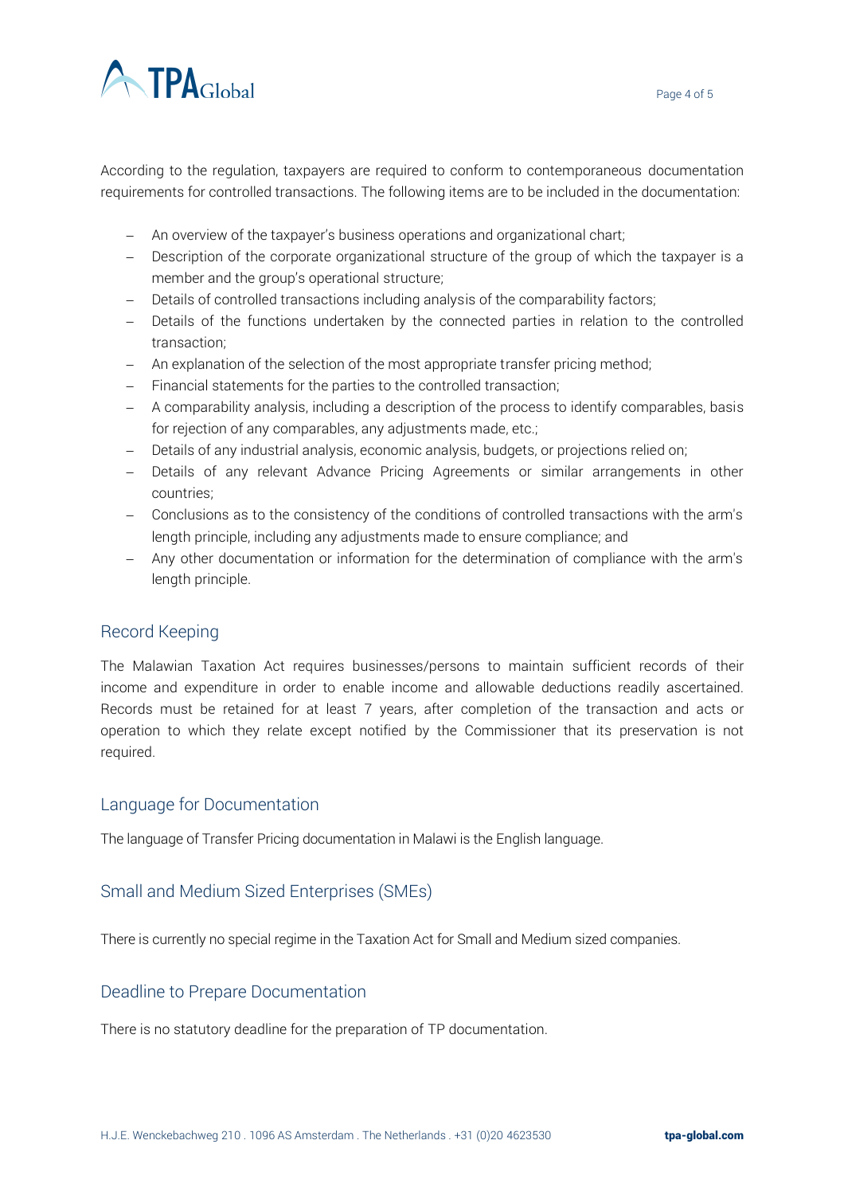According to the regulation, taxpayers are required to conform to contemporaneous documentation requirements for controlled transactions. The following items are to be included in the documentation:

- An overview of the taxpayer's business operations and organizational chart;
- Description of the corporate organizational structure of the group of which the taxpayer is a member and the group's operational structure;
- Details of controlled transactions including analysis of the comparability factors;
- Details of the functions undertaken by the connected parties in relation to the controlled transaction;
- An explanation of the selection of the most appropriate transfer pricing method;
- Financial statements for the parties to the controlled transaction;
- A comparability analysis, including a description of the process to identify comparables, basis for rejection of any comparables, any adjustments made, etc.;
- Details of any industrial analysis, economic analysis, budgets, or projections relied on;
- Details of any relevant Advance Pricing Agreements or similar arrangements in other countries;
- Conclusions as to the consistency of the conditions of controlled transactions with the arm's length principle, including any adjustments made to ensure compliance; and
- Any other documentation or information for the determination of compliance with the arm's length principle.

## Record Keeping

The Malawian Taxation Act requires businesses/persons to maintain sufficient records of their income and expenditure in order to enable income and allowable deductions readily ascertained. Records must be retained for at least 7 years, after completion of the transaction and acts or operation to which they relate except notified by the Commissioner that its preservation is not required.

## Language for Documentation

The language of Transfer Pricing documentation in Malawi is the English language.

## Small and Medium Sized Enterprises (SMEs)

There is currently no special regime in the Taxation Act for Small and Medium sized companies.

## Deadline to Prepare Documentation

There is no statutory deadline for the preparation of TP documentation.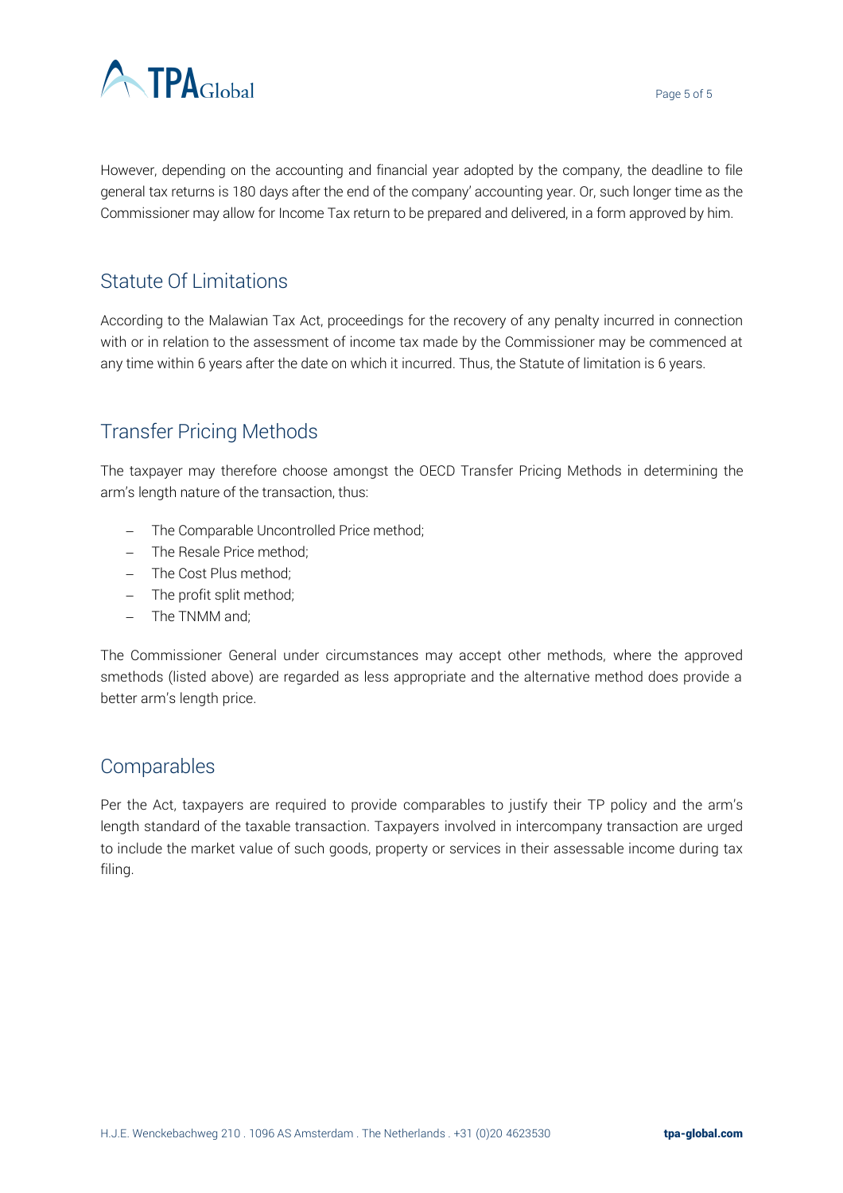However, depending on the accounting and financial year adopted by the company, the deadline to file general tax returns is 180 days after the end of the company' accounting year. Or, such longer time as the Commissioner may allow for Income Tax return to be prepared and delivered, in a form approved by him.

## Statute Of Limitations

According to the Malawian Tax Act, proceedings for the recovery of any penalty incurred in connection with or in relation to the assessment of income tax made by the Commissioner may be commenced at any time within 6 years after the date on which it incurred. Thus, the Statute of limitation is 6 years.

## Transfer Pricing Methods

The taxpayer may therefore choose amongst the OECD Transfer Pricing Methods in determining the arm's length nature of the transaction, thus:

- The Comparable Uncontrolled Price method;
- The Resale Price method;
- The Cost Plus method;
- The profit split method;
- The TNMM and;

The Commissioner General under circumstances may accept other methods, where the approved smethods (listed above) are regarded as less appropriate and the alternative method does provide a better arm's length price.

## Comparables

Per the Act, taxpayers are required to provide comparables to justify their TP policy and the arm's length standard of the taxable transaction. Taxpayers involved in intercompany transaction are urged to include the market value of such goods, property or services in their assessable income during tax filing.